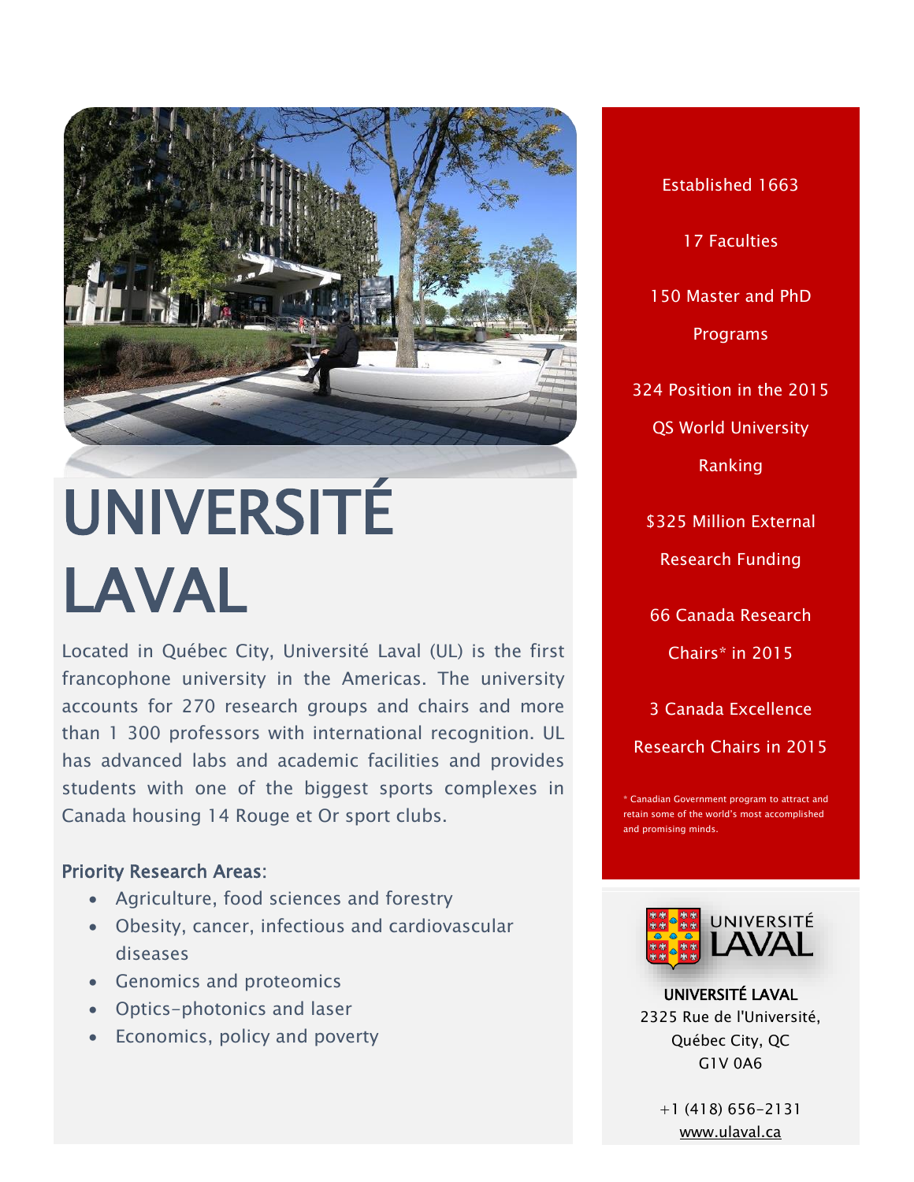# UNIVERSITÉ LAVAL

Located in Québec City, Université Laval (UL) is the first francophone university in the Americas. The university accounts for 270 research groups and chairs and more than 1 300 professors with international recognition. UL has advanced labs and academic facilities and provides students with one of the biggest sports complexes in Canada housing 14 Rouge et Or sport clubs.

Priority Research Areas:

- Agriculture, food sciences and forestry
- Obesity, cancer, infectious and cardiovascular diseases
- Genomics and proteomics
- Optics-photonics and laser
- Economics, policy and poverty

Established 1663

17 Faculties

150 Master and PhD Programs

324 Position in the 2015 QS World University Ranking

$325 Million External Research Funding

66 Canada Research Chairs* in 2015

3 Canada Excellence Research Chairs in 2015

* Canadian Government program to attract and retain some of the world's most accomplished and promising minds.

UNIVERSITÉ LAVAL

**UNIVERSITÉ LAVAL**
2325 Rue de l'Université,
Québec City, QC
G1V 0A6

+1 (418) 656-2131
www.ulaval.ca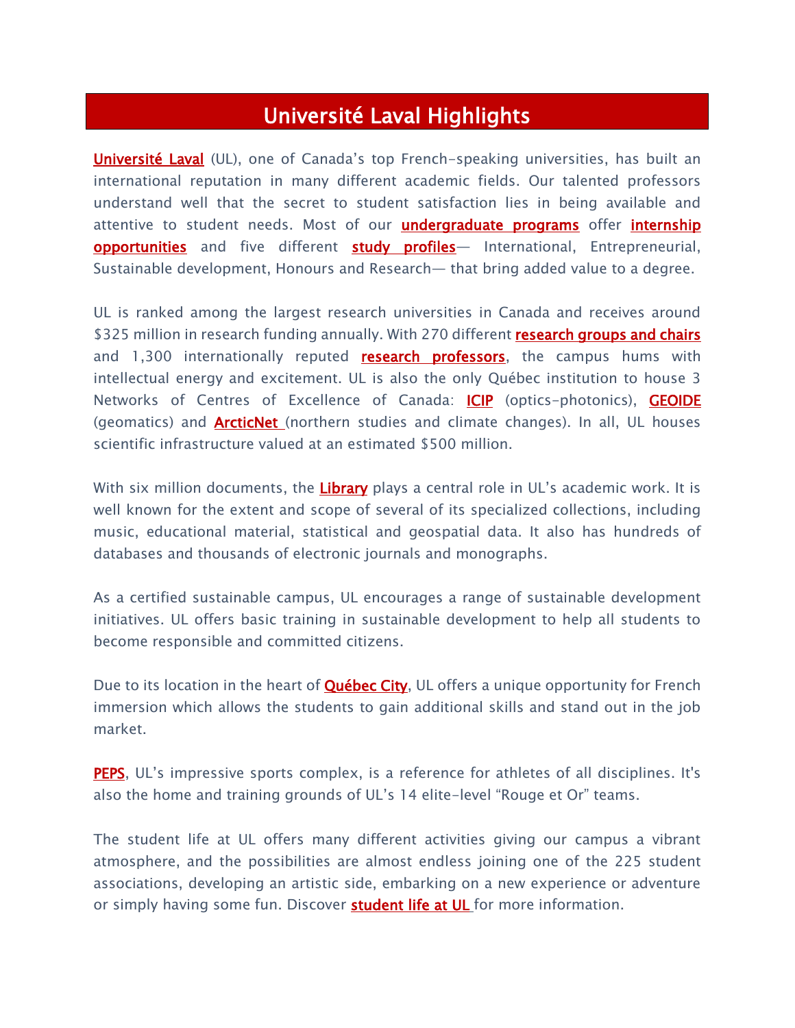# Université Laval Highlights

**Université Laval** (UL), one of Canada's top French-speaking universities, has built an international reputation in many different academic fields. Our talented professors understand well that the secret to student satisfaction lies in being available and attentive to student needs. Most of our **undergraduate programs** offer **internship opportunities** and five different **study profiles**— International, Entrepreneurial, Sustainable development, Honours and Research— that bring added value to a degree.

UL is ranked among the largest research universities in Canada and receives around $325 million in research funding annually. With 270 different **research groups and chairs** and 1,300 internationally reputed **research professors**, the campus hums with intellectual energy and excitement. UL is also the only Québec institution to house 3 Networks of Centres of Excellence of Canada: **ICIP** (optics-photonics), **GEOIDE** (geomatics) and **ArcticNet** (northern studies and climate changes). In all, UL houses scientific infrastructure valued at an estimated $500 million.

With six million documents, the **Library** plays a central role in UL's academic work. It is well known for the extent and scope of several of its specialized collections, including music, educational material, statistical and geospatial data. It also has hundreds of databases and thousands of electronic journals and monographs.

As a certified sustainable campus, UL encourages a range of sustainable development initiatives. UL offers basic training in sustainable development to help all students to become responsible and committed citizens.

Due to its location in the heart of **Québec City**, UL offers a unique opportunity for French immersion which allows the students to gain additional skills and stand out in the job market.

**PEPS**, UL's impressive sports complex, is a reference for athletes of all disciplines. It's also the home and training grounds of UL's 14 elite-level "Rouge et Or" teams.

The student life at UL offers many different activities giving our campus a vibrant atmosphere, and the possibilities are almost endless joining one of the 225 student associations, developing an artistic side, embarking on a new experience or adventure or simply having some fun. Discover **student life at UL** for more information.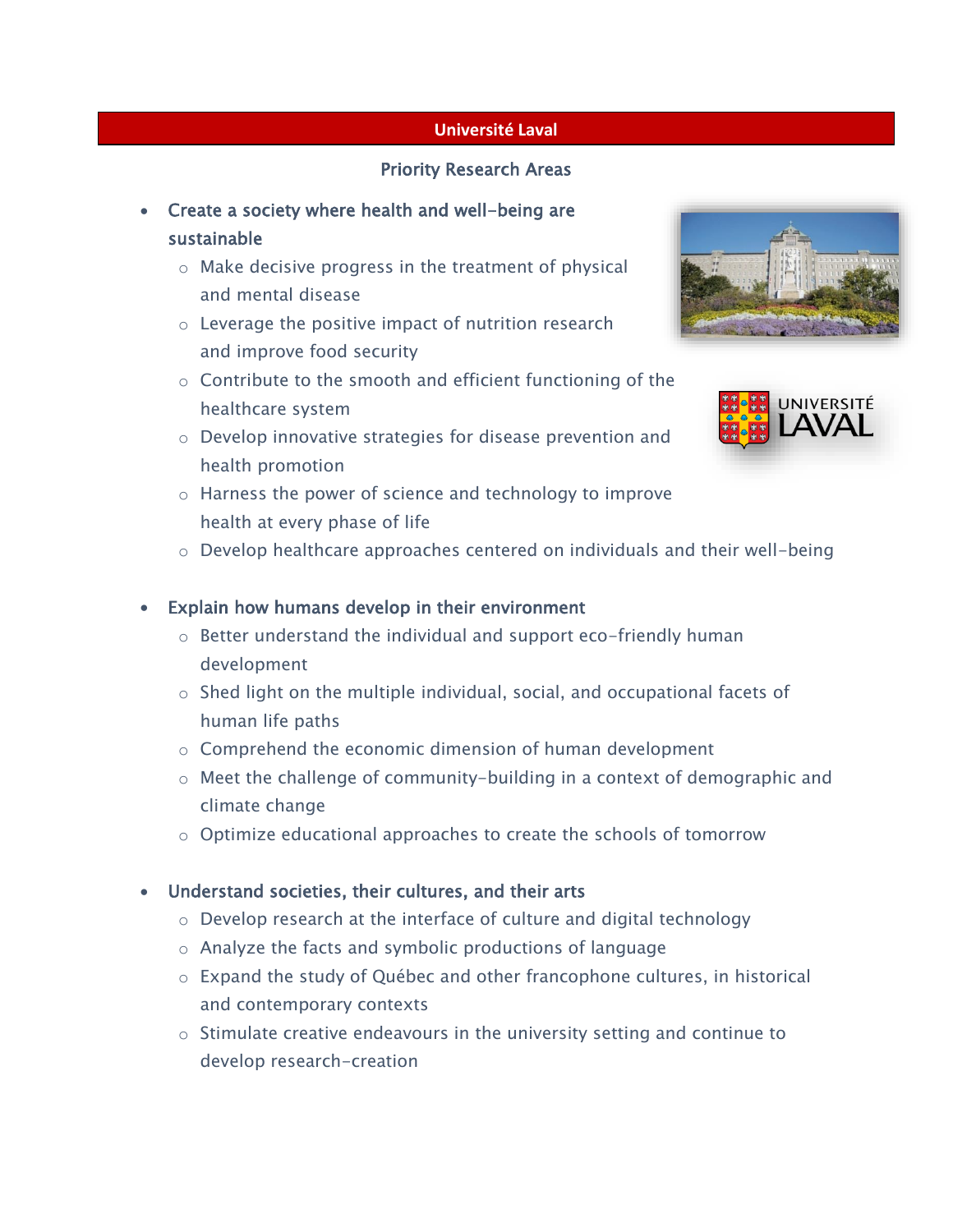## Université Laval

### Priority Research Areas

- **Create a society where health and well-being are sustainable**
  - Make decisive progress in the treatment of physical and mental disease
  - Leverage the positive impact of nutrition research and improve food security
  - Contribute to the smooth and efficient functioning of the healthcare system
  - Develop innovative strategies for disease prevention and health promotion
  - Harness the power of science and technology to improve health at every phase of life
  - Develop healthcare approaches centered on individuals and their well-being

- **Explain how humans develop in their environment**
  - Better understand the individual and support eco-friendly human development
  - Shed light on the multiple individual, social, and occupational facets of human life paths
  - Comprehend the economic dimension of human development
  - Meet the challenge of community-building in a context of demographic and climate change
  - Optimize educational approaches to create the schools of tomorrow

- **Understand societies, their cultures, and their arts**
  - Develop research at the interface of culture and digital technology
  - Analyze the facts and symbolic productions of language
  - Expand the study of Québec and other francophone cultures, in historical and contemporary contexts
  - Stimulate creative endeavours in the university setting and continue to develop research-creation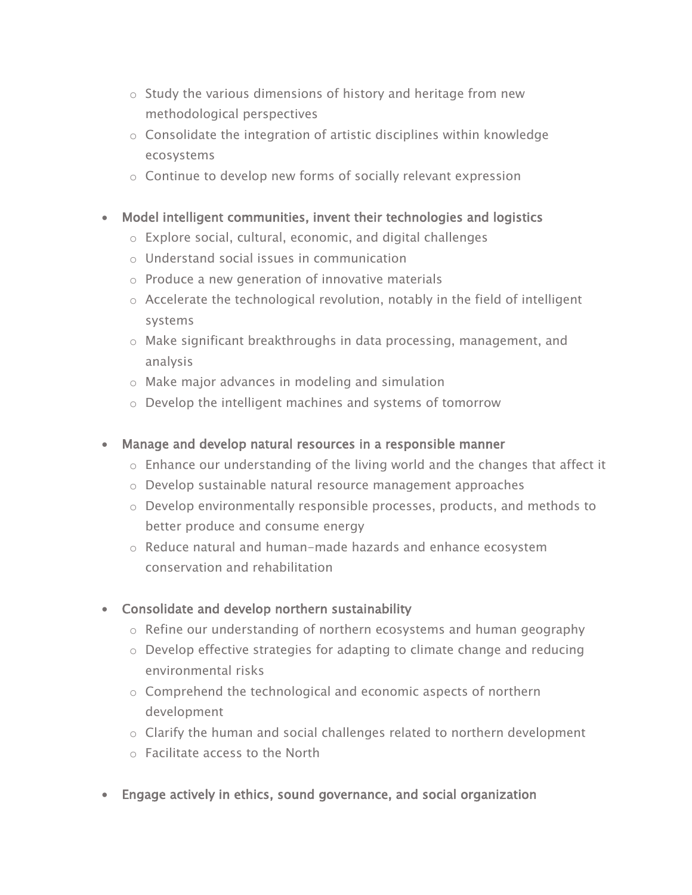- Study the various dimensions of history and heritage from new methodological perspectives
    - Consolidate the integration of artistic disciplines within knowledge ecosystems
    - Continue to develop new forms of socially relevant expression

- **Model intelligent communities, invent their technologies and logistics**
    - Explore social, cultural, economic, and digital challenges
    - Understand social issues in communication
    - Produce a new generation of innovative materials
    - Accelerate the technological revolution, notably in the field of intelligent systems
    - Make significant breakthroughs in data processing, management, and analysis
    - Make major advances in modeling and simulation
    - Develop the intelligent machines and systems of tomorrow

- **Manage and develop natural resources in a responsible manner**
    - Enhance our understanding of the living world and the changes that affect it
    - Develop sustainable natural resource management approaches
    - Develop environmentally responsible processes, products, and methods to better produce and consume energy
    - Reduce natural and human-made hazards and enhance ecosystem conservation and rehabilitation

- **Consolidate and develop northern sustainability**
    - Refine our understanding of northern ecosystems and human geography
    - Develop effective strategies for adapting to climate change and reducing environmental risks
    - Comprehend the technological and economic aspects of northern development
    - Clarify the human and social challenges related to northern development
    - Facilitate access to the North

- **Engage actively in ethics, sound governance, and social organization**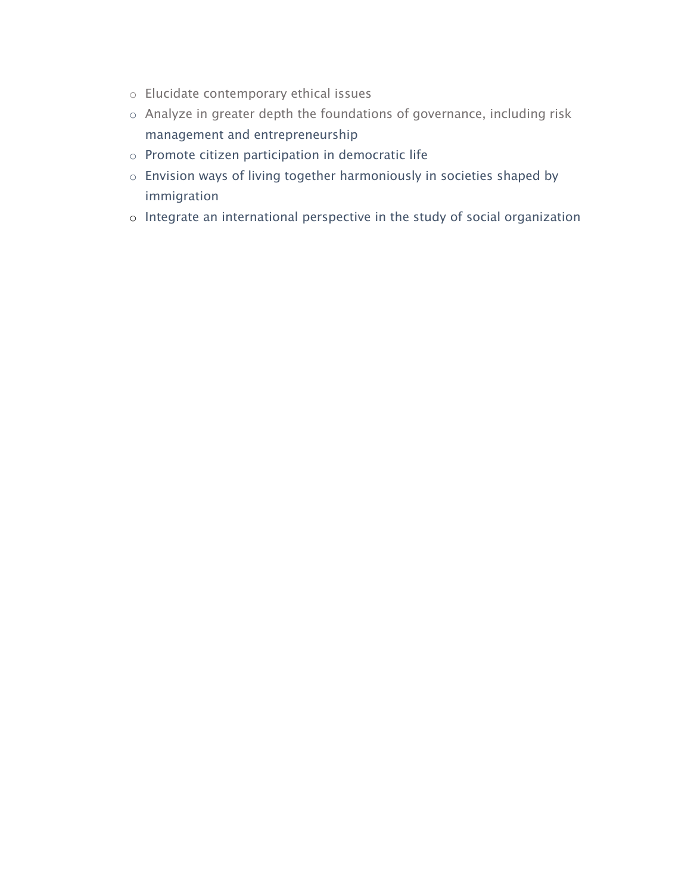- Elucidate contemporary ethical issues
- Analyze in greater depth the foundations of governance, including risk management and entrepreneurship
- Promote citizen participation in democratic life
- Envision ways of living together harmoniously in societies shaped by immigration
- Integrate an international perspective in the study of social organization